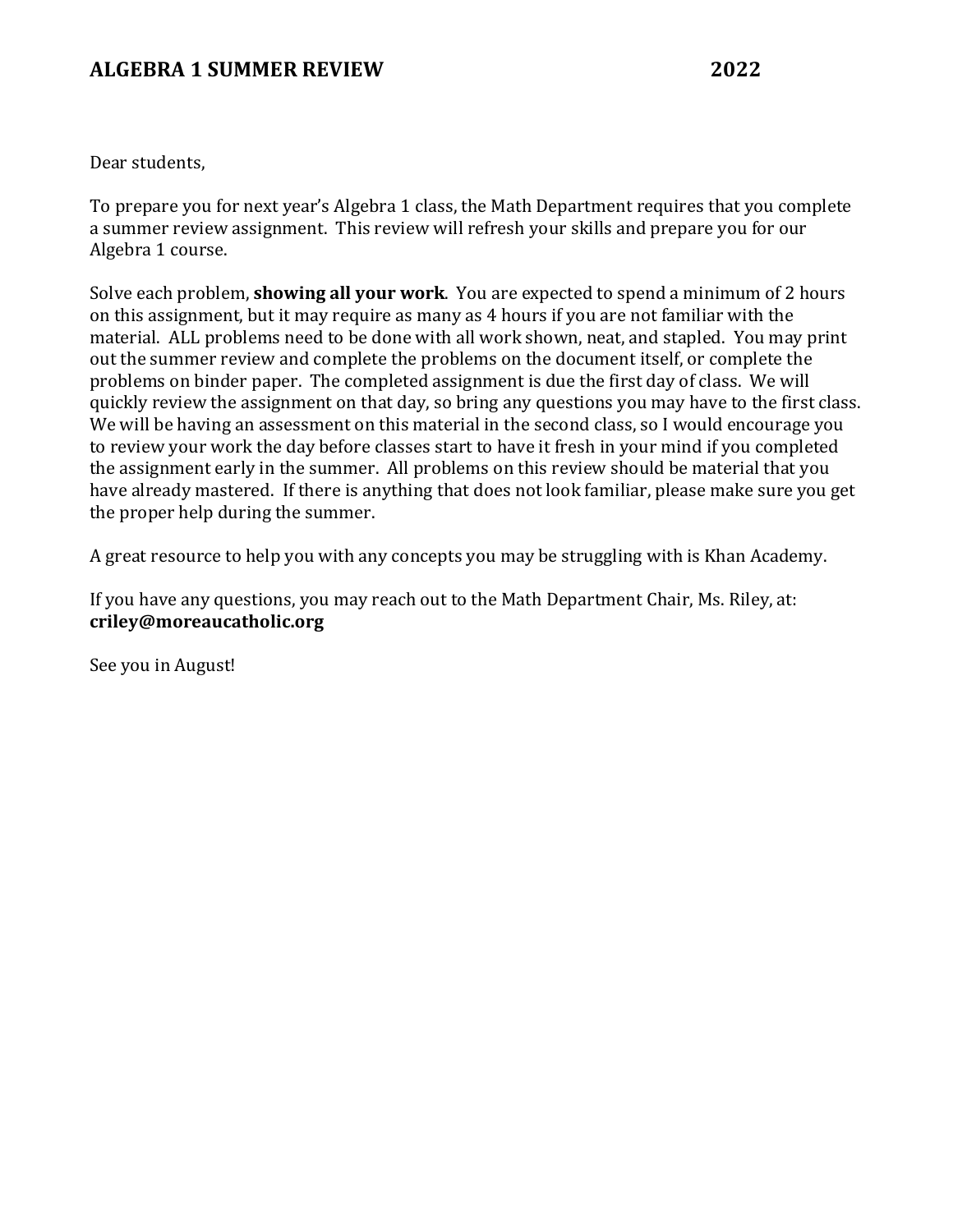# ALGEBRA 1 SUMMER REVIEW 2022

Dear students,

To prepare you for next year's Algebra 1 class, the Math Department requires that you complete a summer review assignment. This review will refresh your skills and prepare you for our Algebra 1 course.

Solve each problem, **showing all your work**. You are expected to spend a minimum of 2 hours on this assignment, but it may require as many as 4 hours if you are not familiar with the material. ALL problems need to be done with all work shown, neat, and stapled. You may print out the summer review and complete the problems on the document itself, or complete the problems on binder paper. The completed assignment is due the first day of class. We will quickly review the assignment on that day, so bring any questions you may have to the first class. We will be having an assessment on this material in the second class, so I would encourage you to review your work the day before classes start to have it fresh in your mind if you completed the assignment early in the summer. All problems on this review should be material that you have already mastered. If there is anything that does not look familiar, please make sure you get the proper help during the summer.

A great resource to help you with any concepts you may be struggling with is Khan Academy.

If you have any questions, you may reach out to the Math Department Chair, Ms. Riley, at: **criley@moreaucatholic.org**

See you in August!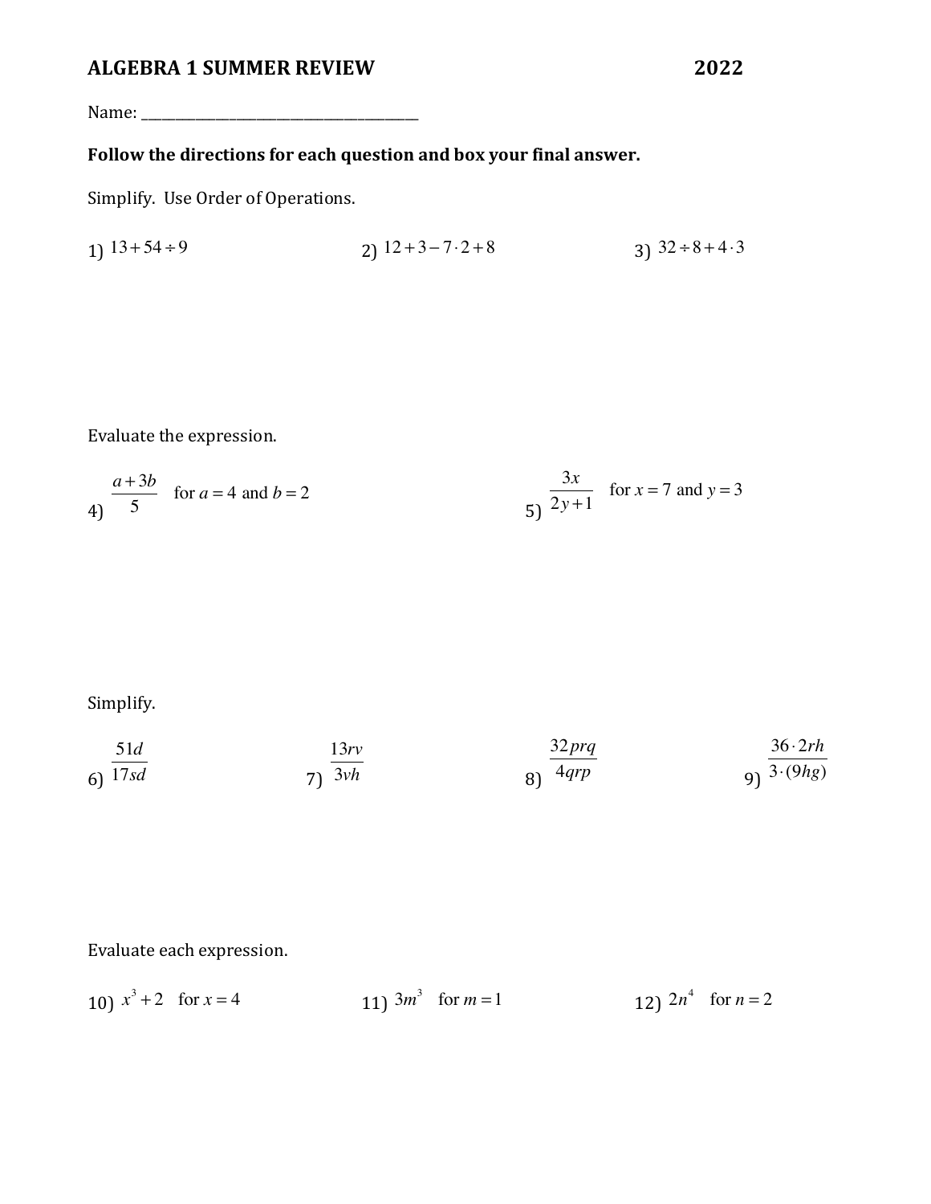# ALGEBRA 1 SUMMER REVIEW 2022

Name: ________________________________________

**Follow the directions for each question and box your final answer.**

Simplify. Use Order of Operations.

1) $13 + 54 \div 9$

2) $12 + 3 - 7 \cdot 2 + 8$

3) $32 \div 8 + 4 \cdot 3$

Evaluate the expression.

4) $\dfrac{a + 3b}{5}$ for $a = 4$ and $b = 2$

5) $\dfrac{3x}{2y + 1}$ for $x = 7$ and $y = 3$

Simplify.

6) $\dfrac{51d}{17sd}$

7) $\dfrac{13rv}{3vh}$

8) $\dfrac{32prq}{4qrp}$

9) $\dfrac{36 \cdot 2rh}{3 \cdot (9hg)}$

Evaluate each expression.

10) $x^3 + 2$ for $x = 4$

11) $3m^3$ for $m = 1$

12) $2n^4$ for $n = 2$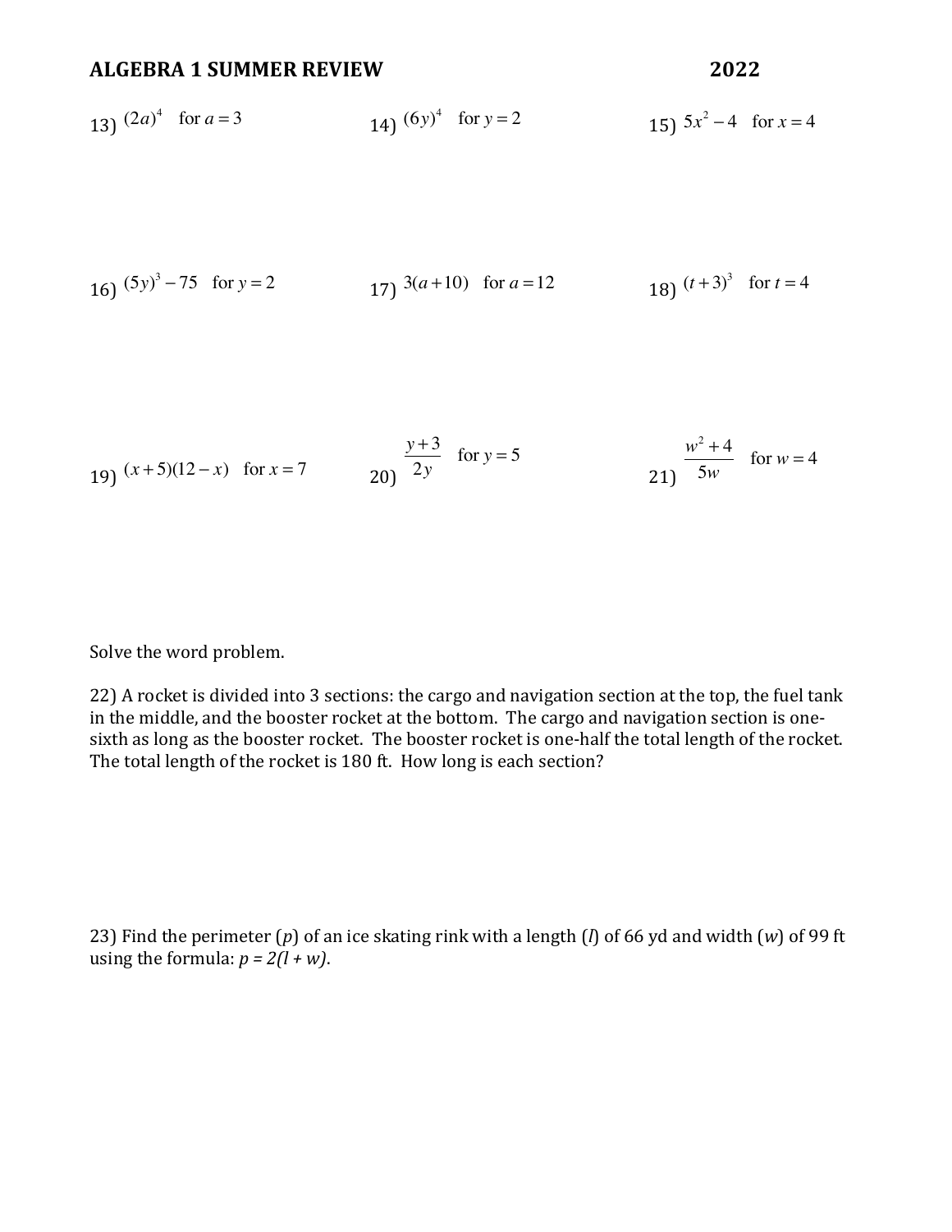# ALGEBRA 1 SUMMER REVIEW 2022

13) $(2a)^4$ for $a = 3$

14) $(6y)^4$ for $y = 2$

15) $5x^2 - 4$ for $x = 4$

16) $(5y)^3 - 75$ for $y = 2$

17) $3(a+10)$ for $a = 12$

18) $(t+3)^3$ for $t = 4$

19) $(x+5)(12-x)$ for $x = 7$

20) $\dfrac{y+3}{2y}$ for $y = 5$

21) $\dfrac{w^2+4}{5w}$ for $w = 4$

Solve the word problem.

22) A rocket is divided into 3 sections: the cargo and navigation section at the top, the fuel tank in the middle, and the booster rocket at the bottom. The cargo and navigation section is one-sixth as long as the booster rocket. The booster rocket is one-half the total length of the rocket. The total length of the rocket is 180 ft. How long is each section?

23) Find the perimeter ($p$) of an ice skating rink with a length ($l$) of 66 yd and width ($w$) of 99 ft using the formula: $p = 2(l + w)$.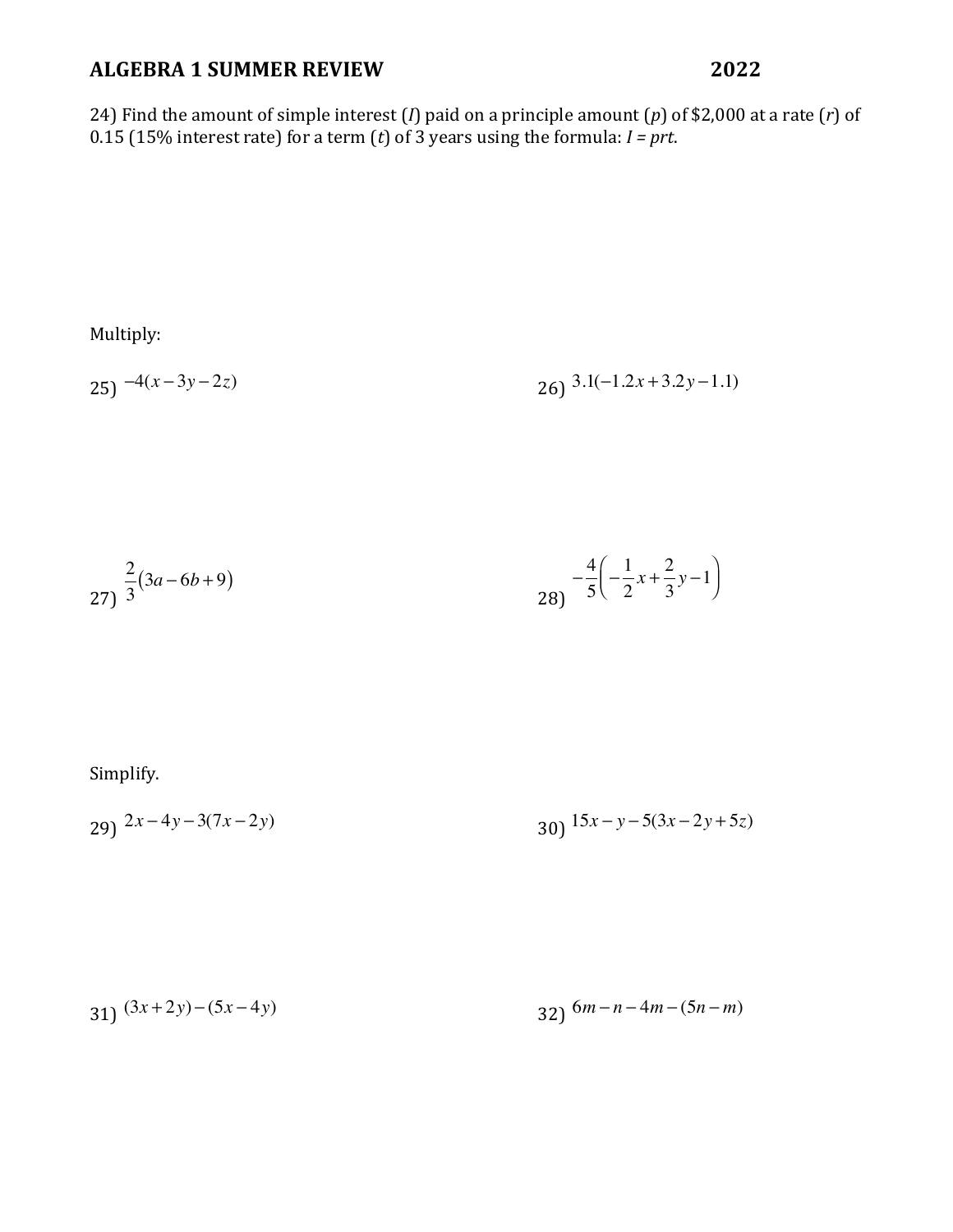# ALGEBRA 1 SUMMER REVIEW 2022

24) Find the amount of simple interest ($I$) paid on a principle amount ($p$) of $2,000 at a rate ($r$) of 0.15 (15% interest rate) for a term ($t$) of 3 years using the formula: $I = prt$.

Multiply:

25) $-4(x-3y-2z)$

26) $3.1(-1.2x+3.2y-1.1)$

27) $\frac{2}{3}(3a-6b+9)$

28) $-\frac{4}{5}\left(-\frac{1}{2}x+\frac{2}{3}y-1\right)$

Simplify.

29) $2x-4y-3(7x-2y)$

30) $15x-y-5(3x-2y+5z)$

31) $(3x+2y)-(5x-4y)$

32) $6m-n-4m-(5n-m)$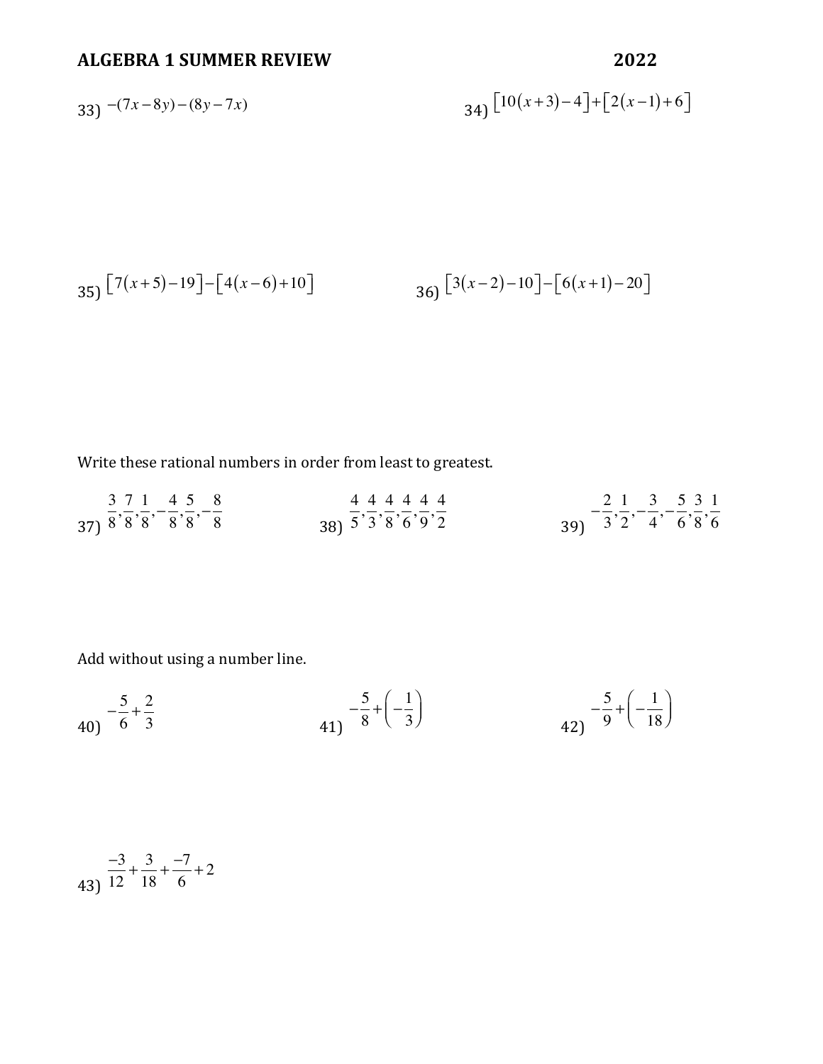33) $-(7x-8y)-(8y-7x)$

34) $\left[10(x+3)-4\right]+\left[2(x-1)+6\right]$

35) $\left[7(x+5)-19\right]-\left[4(x-6)+10\right]$

36) $\left[3(x-2)-10\right]-\left[6(x+1)-20\right]$

Write these rational numbers in order from least to greatest.

37) $\frac{3}{8},\frac{7}{8},\frac{1}{8},-\frac{4}{8},\frac{5}{8},-\frac{8}{8}$

38) $\frac{4}{5},\frac{4}{3},\frac{4}{8},\frac{4}{6},\frac{4}{9},\frac{4}{2}$

39) $-\frac{2}{3},\frac{1}{2},-\frac{3}{4},-\frac{5}{6},\frac{3}{8},\frac{1}{6}$

Add without using a number line.

40) $-\frac{5}{6}+\frac{2}{3}$

41) $-\frac{5}{8}+\left(-\frac{1}{3}\right)$

42) $-\frac{5}{9}+\left(-\frac{1}{18}\right)$

43) $\frac{-3}{12}+\frac{3}{18}+\frac{-7}{6}+2$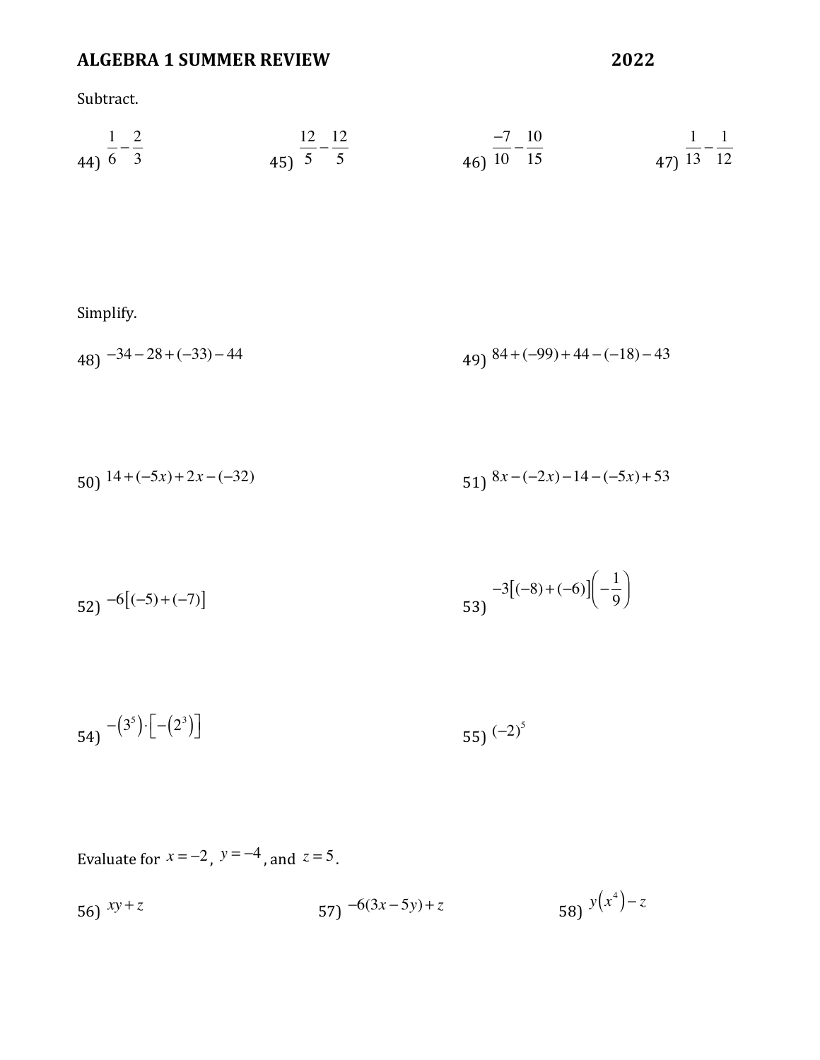## ALGEBRA 1 SUMMER REVIEW 2022

Subtract.

44) $\frac{1}{6} - \frac{2}{3}$

45) $\frac{12}{5} - \frac{12}{5}$

46) $\frac{-7}{10} - \frac{10}{15}$

47) $\frac{1}{13} - \frac{1}{12}$

Simplify.

48) $-34 - 28 + (-33) - 44$

49) $84 + (-99) + 44 - (-18) - 43$

50) $14 + (-5x) + 2x - (-32)$

51) $8x - (-2x) - 14 - (-5x) + 53$

52) $-6[(-5) + (-7)]$

53) $-3[(-8) + (-6)]\left(-\frac{1}{9}\right)$

54) $-\left(3^5\right) \cdot \left[-\left(2^3\right)\right]$

55) $(-2)^5$

Evaluate for $x = -2$, $y = -4$, and $z = 5$.

56) $xy + z$

57) $-6(3x - 5y) + z$

58) $y\left(x^4\right) - z$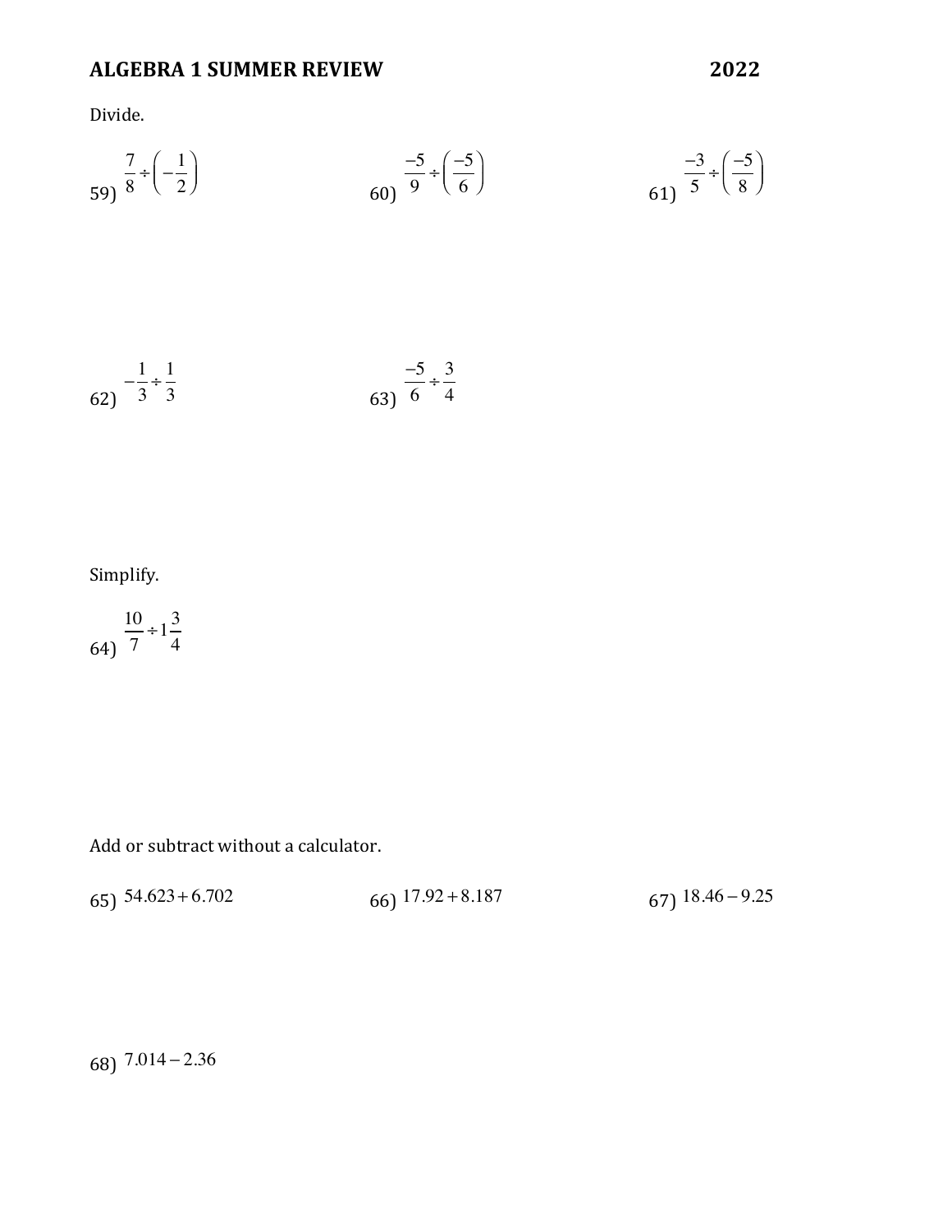# ALGEBRA 1 SUMMER REVIEW 2022

Divide.

59) $\frac{7}{8} \div \left(-\frac{1}{2}\right)$

60) $\frac{-5}{9} \div \left(\frac{-5}{6}\right)$

61) $\frac{-3}{5} \div \left(\frac{-5}{8}\right)$

62) $-\frac{1}{3} \div \frac{1}{3}$

63) $\frac{-5}{6} \div \frac{3}{4}$

Simplify.

64) $\frac{10}{7} \div 1\frac{3}{4}$

Add or subtract without a calculator.

65) $54.623 + 6.702$

66) $17.92 + 8.187$

67) $18.46 - 9.25$

68) $7.014 - 2.36$